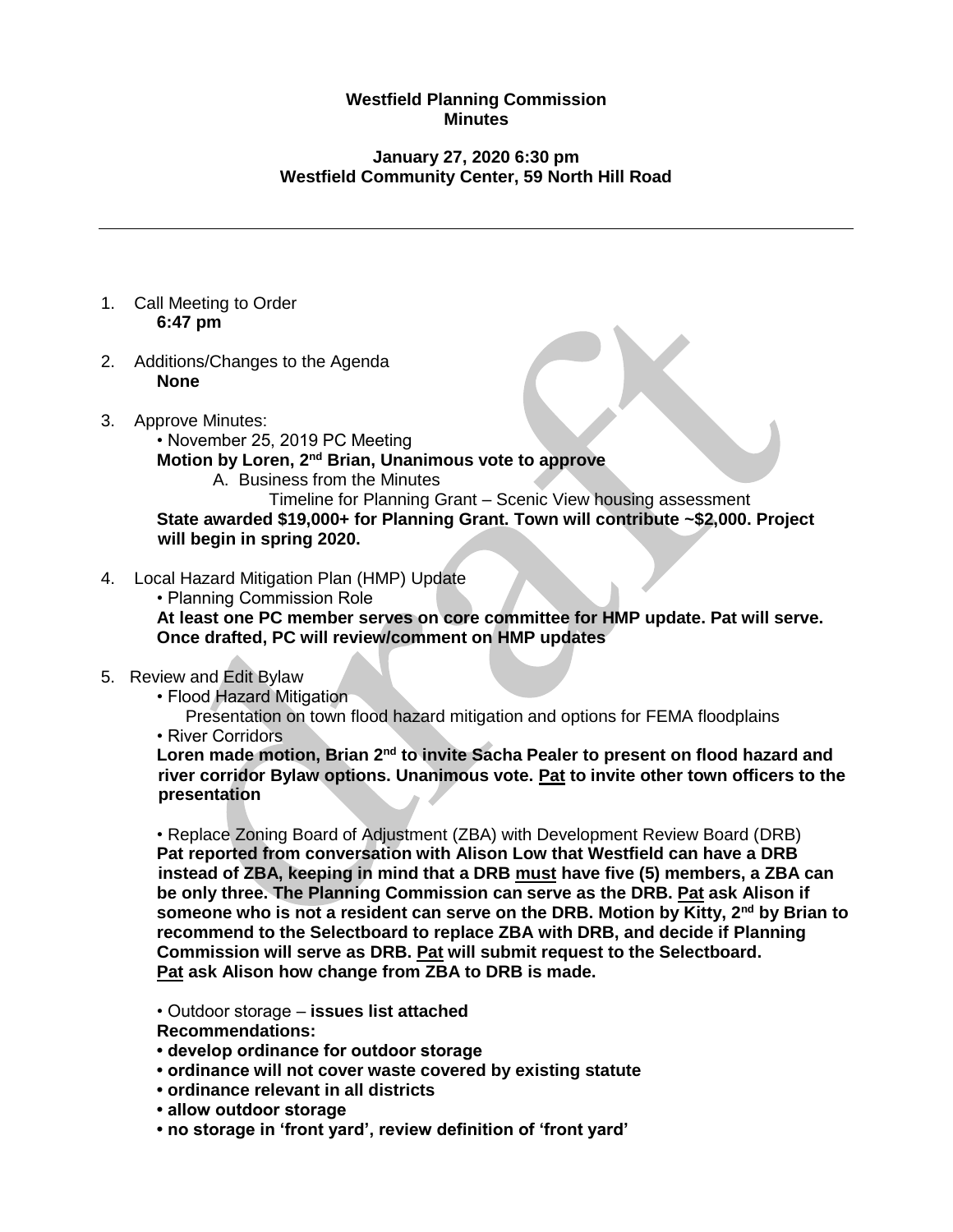**Westfield Planning Commission**
**Minutes**

**January 27, 2020 6:30 pm**
**Westfield Community Center, 59 North Hill Road**

---

1. Call Meeting to Order
   **6:47 pm**

2. Additions/Changes to the Agenda
   **None**

3. Approve Minutes:
   • November 25, 2019 PC Meeting
   **Motion by Loren, 2nd Brian, Unanimous vote to approve**
   A. Business from the Minutes
   Timeline for Planning Grant – Scenic View housing assessment
   **State awarded $19,000+ for Planning Grant. Town will contribute ~$2,000. Project will begin in spring 2020.**

4. Local Hazard Mitigation Plan (HMP) Update
   • Planning Commission Role
   **At least one PC member serves on core committee for HMP update. Pat will serve. Once drafted, PC will review/comment on HMP updates**

5. Review and Edit Bylaw
   • Flood Hazard Mitigation
   Presentation on town flood hazard mitigation and options for FEMA floodplains
   • River Corridors
   **Loren made motion, Brian 2nd to invite Sacha Pealer to present on flood hazard and river corridor Bylaw options. Unanimous vote. <u>Pat</u> to invite other town officers to the presentation**

   • Replace Zoning Board of Adjustment (ZBA) with Development Review Board (DRB)
   **Pat reported from conversation with Alison Low that Westfield can have a DRB instead of ZBA, keeping in mind that a DRB <u>must</u> have five (5) members, a ZBA can be only three. The Planning Commission can serve as the DRB. <u>Pat</u> ask Alison if someone who is not a resident can serve on the DRB. Motion by Kitty, 2nd by Brian to recommend to the Selectboard to replace ZBA with DRB, and decide if Planning Commission will serve as DRB. <u>Pat</u> will submit request to the Selectboard. <u>Pat</u> ask Alison how change from ZBA to DRB is made.**

   • Outdoor storage – **issues list attached**
   **Recommendations:**
   **• develop ordinance for outdoor storage**
   **• ordinance will not cover waste covered by existing statute**
   **• ordinance relevant in all districts**
   **• allow outdoor storage**
   **• no storage in 'front yard', review definition of 'front yard'**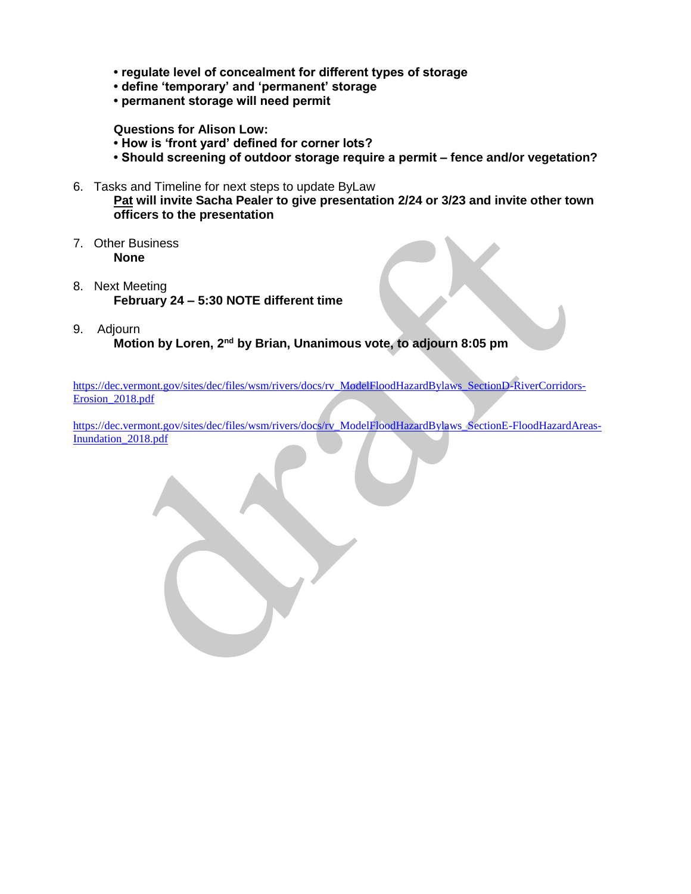- **regulate level of concealment for different types of storage**
- **define ‘temporary’ and ‘permanent’ storage**
- **permanent storage will need permit**

**Questions for Alison Low:**

- **How is ‘front yard’ defined for corner lots?**
- **Should screening of outdoor storage require a permit – fence and/or vegetation?**

6. Tasks and Timeline for next steps to update ByLaw
   **<u>Pat</u> will invite Sacha Pealer to give presentation 2/24 or 3/23 and invite other town officers to the presentation**

7. Other Business
   **None**

8. Next Meeting
   **February 24 – 5:30 NOTE different time**

9. Adjourn
   **Motion by Loren, 2nd by Brian, Unanimous vote, to adjourn 8:05 pm**

https://dec.vermont.gov/sites/dec/files/wsm/rivers/docs/rv_ModelFloodHazardBylaws_SectionD-RiverCorridors-Erosion_2018.pdf

https://dec.vermont.gov/sites/dec/files/wsm/rivers/docs/rv_ModelFloodHazardBylaws_SectionE-FloodHazardAreas-Inundation_2018.pdf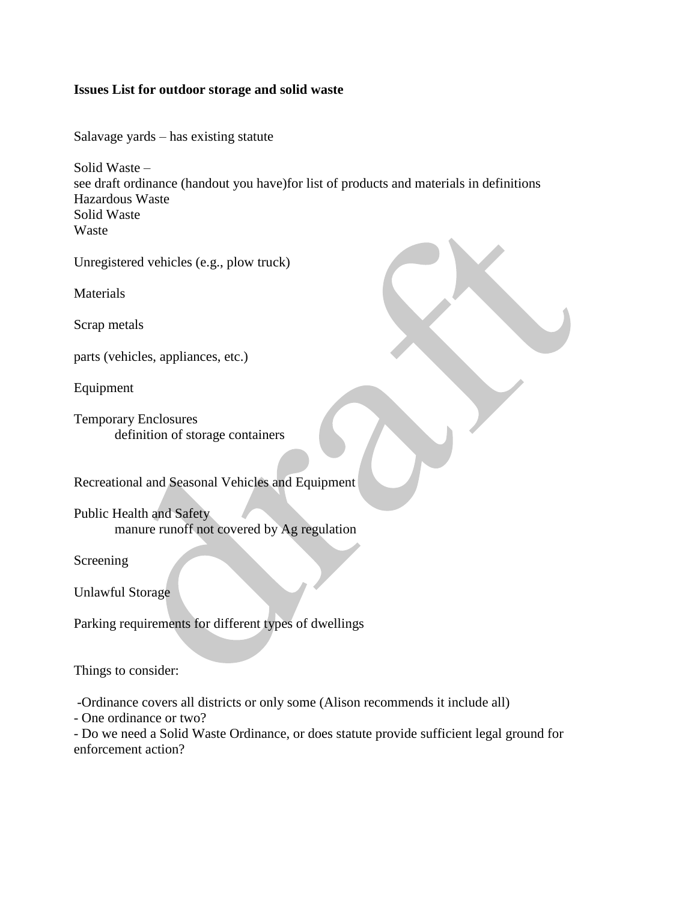**Issues List for outdoor storage and solid waste**

Salavage yards – has existing statute

Solid Waste –
see draft ordinance (handout you have)for list of products and materials in definitions
Hazardous Waste
Solid Waste
Waste

Unregistered vehicles (e.g., plow truck)

Materials

Scrap metals

parts (vehicles, appliances, etc.)

Equipment

Temporary Enclosures
    definition of storage containers

Recreational and Seasonal Vehicles and Equipment

Public Health and Safety
    manure runoff not covered by Ag regulation

Screening

Unlawful Storage

Parking requirements for different types of dwellings

Things to consider:

-Ordinance covers all districts or only some (Alison recommends it include all)
- One ordinance or two?
- Do we need a Solid Waste Ordinance, or does statute provide sufficient legal ground for enforcement action?